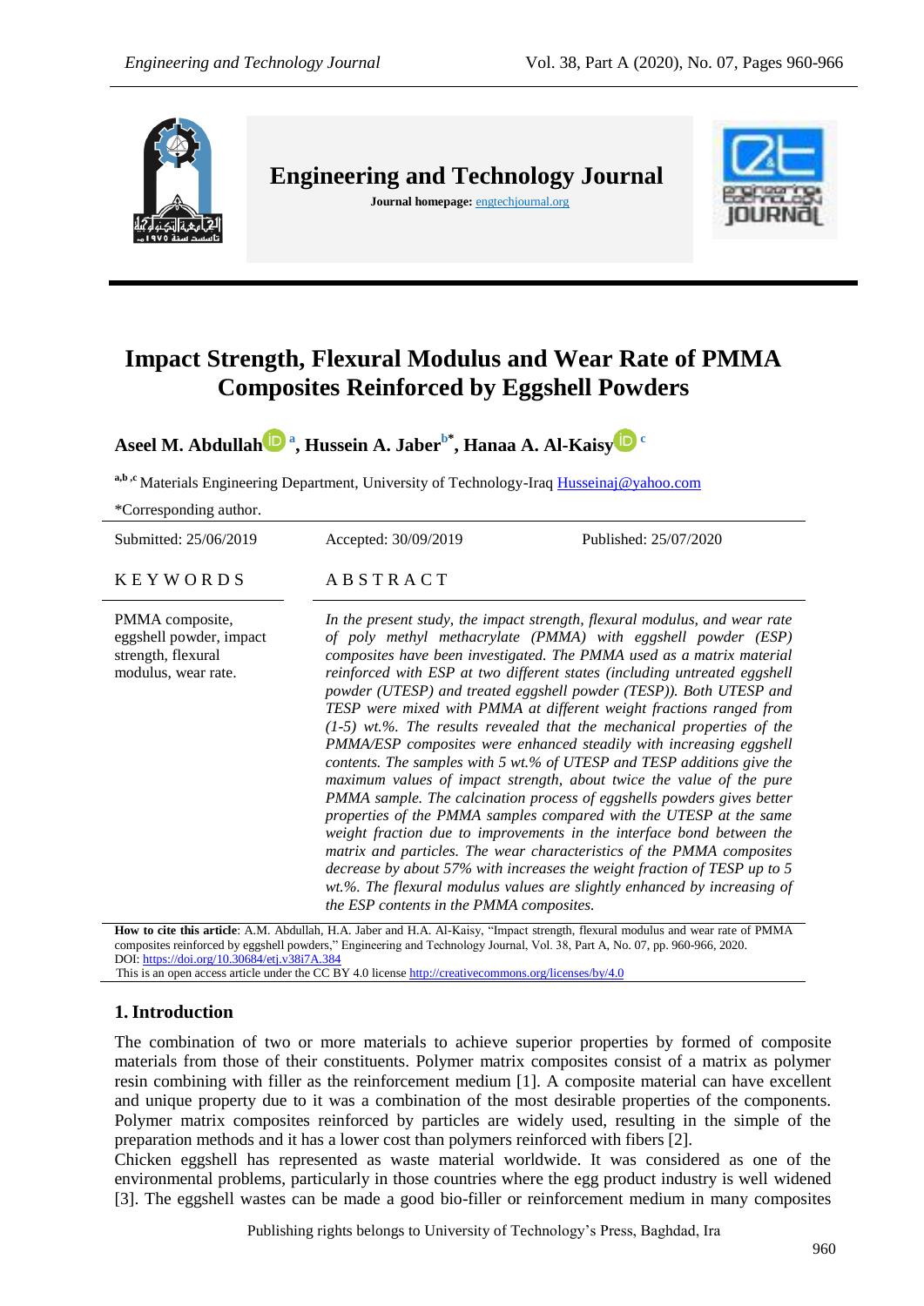# Impact Strength, Flexural Modulus and Wear Rate of PMMA Composites Reinforced by Eggshell Powders

**Aseel M. Abdullah [a], Hussein A. Jaber [b]*, Hanaa A. Al-Kaisy [c]**

[a,b,c] Materials Engineering Department, University of Technology-Iraq Husseinaj@yahoo.com

*Corresponding author.

Submitted: 25/06/2019 | Accepted: 30/09/2019 | Published: 25/07/2020

**KEYWORDS**

PMMA composite, eggshell powder, impact strength, flexural modulus, wear rate.

**ABSTRACT**

*In the present study, the impact strength, flexural modulus, and wear rate of poly methyl methacrylate (PMMA) with eggshell powder (ESP) composites have been investigated. The PMMA used as a matrix material reinforced with ESP at two different states (including untreated eggshell powder (UTESP) and treated eggshell powder (TESP)). Both UTESP and TESP were mixed with PMMA at different weight fractions ranged from (1-5) wt.%. The results revealed that the mechanical properties of the PMMA/ESP composites were enhanced steadily with increasing eggshell contents. The samples with 5 wt.% of UTESP and TESP additions give the maximum values of impact strength, about twice the value of the pure PMMA sample. The calcination process of eggshells powders gives better properties of the PMMA samples compared with the UTESP at the same weight fraction due to improvements in the interface bond between the matrix and particles. The wear characteristics of the PMMA composites decrease by about 57% with increases the weight fraction of TESP up to 5 wt.%. The flexural modulus values are slightly enhanced by increasing of the ESP contents in the PMMA composites.*

**How to cite this article**: A.M. Abdullah, H.A. Jaber and H.A. Al-Kaisy, "Impact strength, flexural modulus and wear rate of PMMA composites reinforced by eggshell powders," Engineering and Technology Journal, Vol. 38, Part A, No. 07, pp. 960-966, 2020.
DOI: https://doi.org/10.30684/etj.v38i7A.384
This is an open access article under the CC BY 4.0 license http://creativecommons.org/licenses/by/4.0

## 1. Introduction

The combination of two or more materials to achieve superior properties by formed of composite materials from those of their constituents. Polymer matrix composites consist of a matrix as polymer resin combining with filler as the reinforcement medium [1]. A composite material can have excellent and unique property due to it was a combination of the most desirable properties of the components. Polymer matrix composites reinforced by particles are widely used, resulting in the simple of the preparation methods and it has a lower cost than polymers reinforced with fibers [2].

Chicken eggshell has represented as waste material worldwide. It was considered as one of the environmental problems, particularly in those countries where the egg product industry is well widened [3]. The eggshell wastes can be made a good bio-filler or reinforcement medium in many composites

Publishing rights belongs to University of Technology's Press, Baghdad, Ira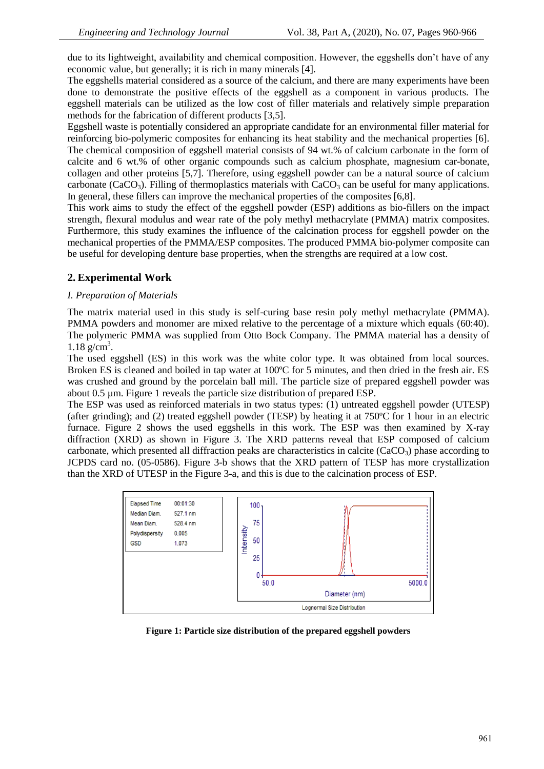due to its lightweight, availability and chemical composition. However, the eggshells don't have of any economic value, but generally; it is rich in many minerals [4].

The eggshells material considered as a source of the calcium, and there are many experiments have been done to demonstrate the positive effects of the eggshell as a component in various products. The eggshell materials can be utilized as the low cost of filler materials and relatively simple preparation methods for the fabrication of different products [3,5].

Eggshell waste is potentially considered an appropriate candidate for an environmental filler material for reinforcing bio-polymeric composites for enhancing its heat stability and the mechanical properties [6]. The chemical composition of eggshell material consists of 94 wt.% of calcium carbonate in the form of calcite and 6 wt.% of other organic compounds such as calcium phosphate, magnesium car-bonate, collagen and other proteins [5,7]. Therefore, using eggshell powder can be a natural source of calcium carbonate ($CaCO_3$). Filling of thermoplastics materials with $CaCO_3$ can be useful for many applications. In general, these fillers can improve the mechanical properties of the composites [6,8].

This work aims to study the effect of the eggshell powder (ESP) additions as bio-fillers on the impact strength, flexural modulus and wear rate of the poly methyl methacrylate (PMMA) matrix composites. Furthermore, this study examines the influence of the calcination process for eggshell powder on the mechanical properties of the PMMA/ESP composites. The produced PMMA bio-polymer composite can be useful for developing denture base properties, when the strengths are required at a low cost.

## 2. Experimental Work

### *I. Preparation of Materials*

The matrix material used in this study is self-curing base resin poly methyl methacrylate (PMMA). PMMA powders and monomer are mixed relative to the percentage of a mixture which equals (60:40). The polymeric PMMA was supplied from Otto Bock Company. The PMMA material has a density of 1.18 g/cm$^3$.

The used eggshell (ES) in this work was the white color type. It was obtained from local sources. Broken ES is cleaned and boiled in tap water at 100ºC for 5 minutes, and then dried in the fresh air. ES was crushed and ground by the porcelain ball mill. The particle size of prepared eggshell powder was about 0.5 µm. Figure 1 reveals the particle size distribution of prepared ESP.

The ESP was used as reinforced materials in two status types: (1) untreated eggshell powder (UTESP) (after grinding); and (2) treated eggshell powder (TESP) by heating it at 750ºC for 1 hour in an electric furnace. Figure 2 shows the used eggshells in this work. The ESP was then examined by X-ray diffraction (XRD) as shown in Figure 3. The XRD patterns reveal that ESP composed of calcium carbonate, which presented all diffraction peaks are characteristics in calcite ($CaCO_3$) phase according to JCPDS card no. (05-0586). Figure 3-b shows that the XRD pattern of TESP has more crystallization than the XRD of UTESP in the Figure 3-a, and this is due to the calcination process of ESP.

| Elapsed Time | 00:01:30 |
|---|---|
| Median Diam. | 527.1 nm |
| Mean Diam. | 528.4 nm |
| Polydispersity | 0.005 |
| GSD | 1.073 |

**Figure 1: Particle size distribution of the prepared eggshell powders**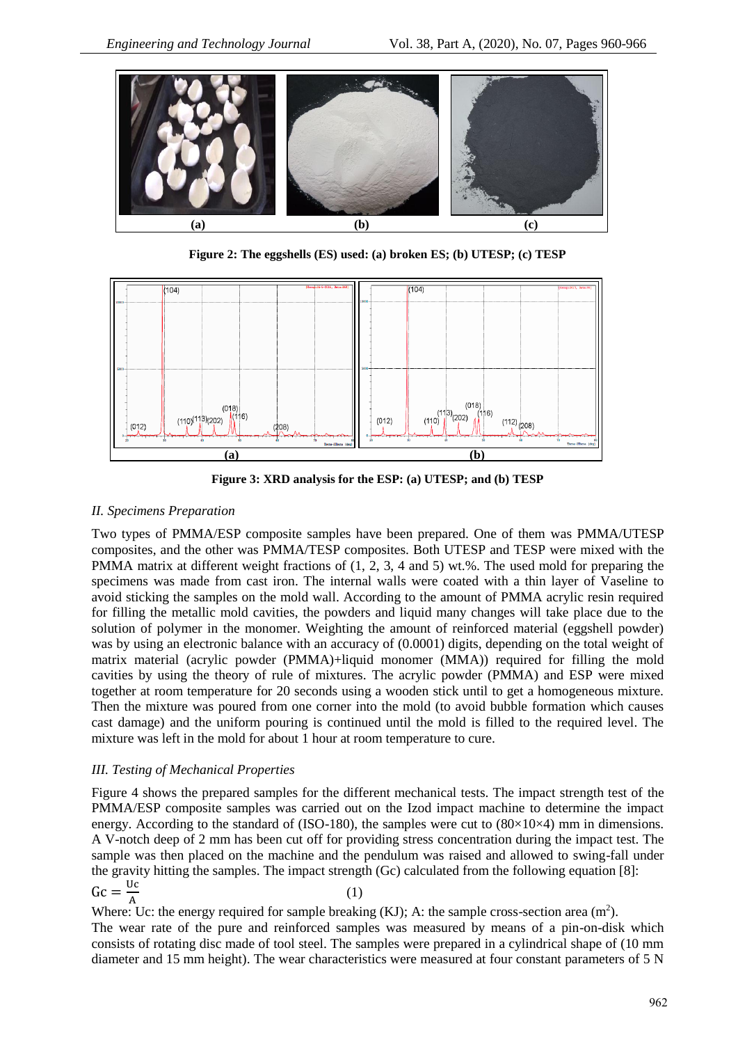Figure 2: The eggshells (ES) used: (a) broken ES; (b) UTESP; (c) TESP

Figure 3: XRD analysis for the ESP: (a) UTESP; and (b) TESP

### *II. Specimens Preparation*

Two types of PMMA/ESP composite samples have been prepared. One of them was PMMA/UTESP composites, and the other was PMMA/TESP composites. Both UTESP and TESP were mixed with the PMMA matrix at different weight fractions of (1, 2, 3, 4 and 5) wt.%. The used mold for preparing the specimens was made from cast iron. The internal walls were coated with a thin layer of Vaseline to avoid sticking the samples on the mold wall. According to the amount of PMMA acrylic resin required for filling the metallic mold cavities, the powders and liquid many changes will take place due to the solution of polymer in the monomer. Weighting the amount of reinforced material (eggshell powder) was by using an electronic balance with an accuracy of (0.0001) digits, depending on the total weight of matrix material (acrylic powder (PMMA)+liquid monomer (MMA)) required for filling the mold cavities by using the theory of rule of mixtures. The acrylic powder (PMMA) and ESP were mixed together at room temperature for 20 seconds using a wooden stick until to get a homogeneous mixture. Then the mixture was poured from one corner into the mold (to avoid bubble formation which causes cast damage) and the uniform pouring is continued until the mold is filled to the required level. The mixture was left in the mold for about 1 hour at room temperature to cure.

### *III. Testing of Mechanical Properties*

Figure 4 shows the prepared samples for the different mechanical tests. The impact strength test of the PMMA/ESP composite samples was carried out on the Izod impact machine to determine the impact energy. According to the standard of (ISO-180), the samples were cut to (80×10×4) mm in dimensions. A V-notch deep of 2 mm has been cut off for providing stress concentration during the impact test. The sample was then placed on the machine and the pendulum was raised and allowed to swing-fall under the gravity hitting the samples. The impact strength (Gc) calculated from the following equation [8]:

$$Gc = \frac{Uc}{A} \qquad (1)$$

Where: Uc: the energy required for sample breaking (KJ); A: the sample cross-section area ($m^2$).

The wear rate of the pure and reinforced samples was measured by means of a pin-on-disk which consists of rotating disc made of tool steel. The samples were prepared in a cylindrical shape of (10 mm diameter and 15 mm height). The wear characteristics were measured at four constant parameters of 5 N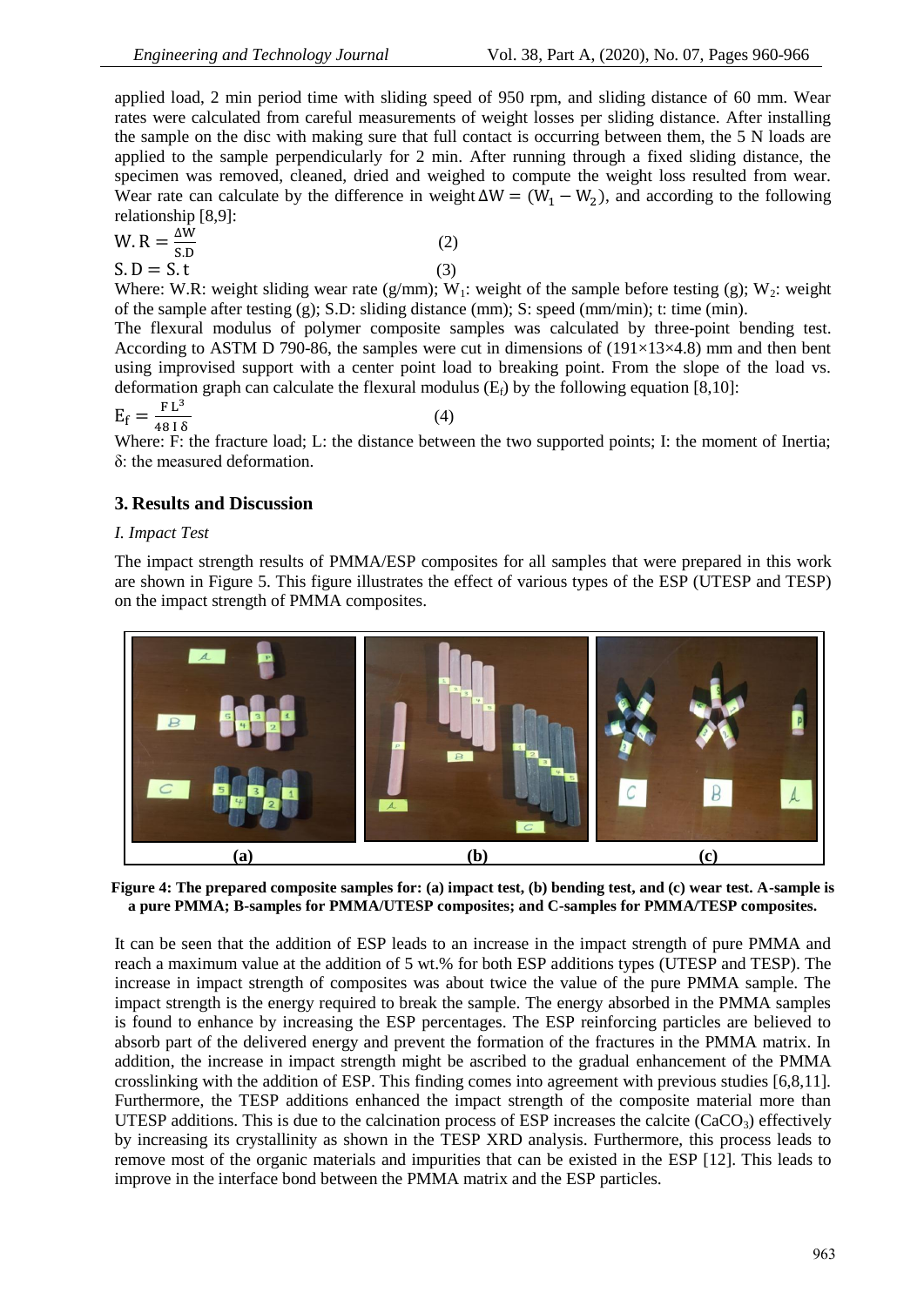applied load, 2 min period time with sliding speed of 950 rpm, and sliding distance of 60 mm. Wear rates were calculated from careful measurements of weight losses per sliding distance. After installing the sample on the disc with making sure that full contact is occurring between them, the 5 N loads are applied to the sample perpendicularly for 2 min. After running through a fixed sliding distance, the specimen was removed, cleaned, dried and weighed to compute the weight loss resulted from wear. Wear rate can calculate by the difference in weight $\Delta W = (W_1 - W_2)$, and according to the following relationship [8,9]:

$$W.R = \frac{\Delta W}{S.D} \quad (2)$$

$$S.D = S.t \quad (3)$$

Where: W.R: weight sliding wear rate (g/mm); $W_1$: weight of the sample before testing (g); $W_2$: weight of the sample after testing (g); S.D: sliding distance (mm); S: speed (mm/min); t: time (min).

The flexural modulus of polymer composite samples was calculated by three-point bending test. According to ASTM D 790-86, the samples were cut in dimensions of (191×13×4.8) mm and then bent using improvised support with a center point load to breaking point. From the slope of the load vs. deformation graph can calculate the flexural modulus ($E_f$) by the following equation [8,10]:

$$E_f = \frac{F L^3}{48 I \delta} \quad (4)$$

Where: F: the fracture load; L: the distance between the two supported points; I: the moment of Inertia; δ: the measured deformation.

## 3. Results and Discussion

*I. Impact Test*

The impact strength results of PMMA/ESP composites for all samples that were prepared in this work are shown in Figure 5. This figure illustrates the effect of various types of the ESP (UTESP and TESP) on the impact strength of PMMA composites.

**Figure 4: The prepared composite samples for: (a) impact test, (b) bending test, and (c) wear test. A-sample is a pure PMMA; B-samples for PMMA/UTESP composites; and C-samples for PMMA/TESP composites.**

It can be seen that the addition of ESP leads to an increase in the impact strength of pure PMMA and reach a maximum value at the addition of 5 wt.% for both ESP additions types (UTESP and TESP). The increase in impact strength of composites was about twice the value of the pure PMMA sample. The impact strength is the energy required to break the sample. The energy absorbed in the PMMA samples is found to enhance by increasing the ESP percentages. The ESP reinforcing particles are believed to absorb part of the delivered energy and prevent the formation of the fractures in the PMMA matrix. In addition, the increase in impact strength might be ascribed to the gradual enhancement of the PMMA crosslinking with the addition of ESP. This finding comes into agreement with previous studies [6,8,11]. Furthermore, the TESP additions enhanced the impact strength of the composite material more than UTESP additions. This is due to the calcination process of ESP increases the calcite ($CaCO_3$) effectively by increasing its crystallinity as shown in the TESP XRD analysis. Furthermore, this process leads to remove most of the organic materials and impurities that can be existed in the ESP [12]. This leads to improve in the interface bond between the PMMA matrix and the ESP particles.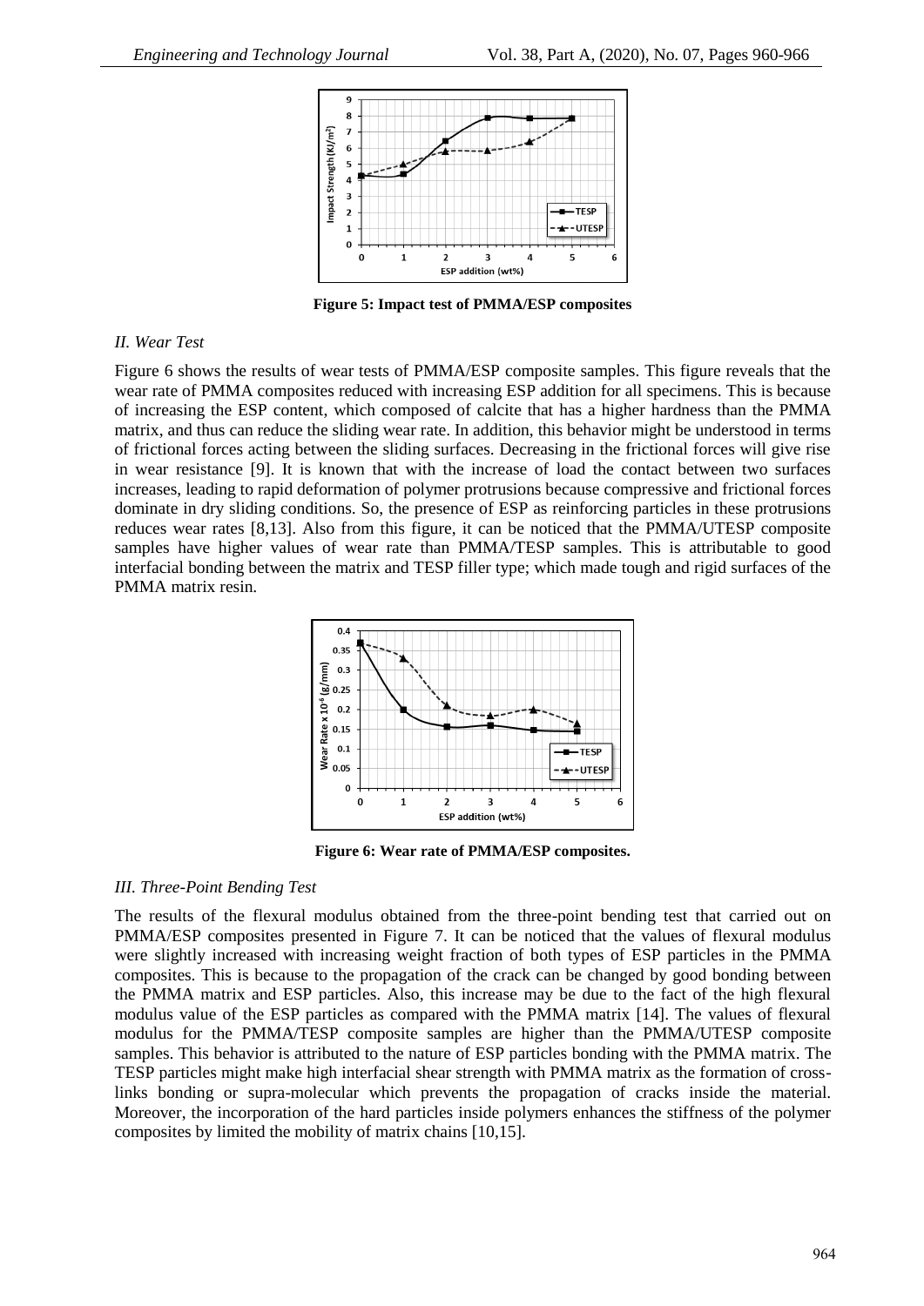Figure 5: Impact test of PMMA/ESP composites

*II. Wear Test*

Figure 6 shows the results of wear tests of PMMA/ESP composite samples. This figure reveals that the wear rate of PMMA composites reduced with increasing ESP addition for all specimens. This is because of increasing the ESP content, which composed of calcite that has a higher hardness than the PMMA matrix, and thus can reduce the sliding wear rate. In addition, this behavior might be understood in terms of frictional forces acting between the sliding surfaces. Decreasing in the frictional forces will give rise in wear resistance [9]. It is known that with the increase of load the contact between two surfaces increases, leading to rapid deformation of polymer protrusions because compressive and frictional forces dominate in dry sliding conditions. So, the presence of ESP as reinforcing particles in these protrusions reduces wear rates [8,13]. Also from this figure, it can be noticed that the PMMA/UTESP composite samples have higher values of wear rate than PMMA/TESP samples. This is attributable to good interfacial bonding between the matrix and TESP filler type; which made tough and rigid surfaces of the PMMA matrix resin.

Figure 6: Wear rate of PMMA/ESP composites.

*III. Three-Point Bending Test*

The results of the flexural modulus obtained from the three-point bending test that carried out on PMMA/ESP composites presented in Figure 7. It can be noticed that the values of flexural modulus were slightly increased with increasing weight fraction of both types of ESP particles in the PMMA composites. This is because to the propagation of the crack can be changed by good bonding between the PMMA matrix and ESP particles. Also, this increase may be due to the fact of the high flexural modulus value of the ESP particles as compared with the PMMA matrix [14]. The values of flexural modulus for the PMMA/TESP composite samples are higher than the PMMA/UTESP composite samples. This behavior is attributed to the nature of ESP particles bonding with the PMMA matrix. The TESP particles might make high interfacial shear strength with PMMA matrix as the formation of cross-links bonding or supra-molecular which prevents the propagation of cracks inside the material. Moreover, the incorporation of the hard particles inside polymers enhances the stiffness of the polymer composites by limited the mobility of matrix chains [10,15].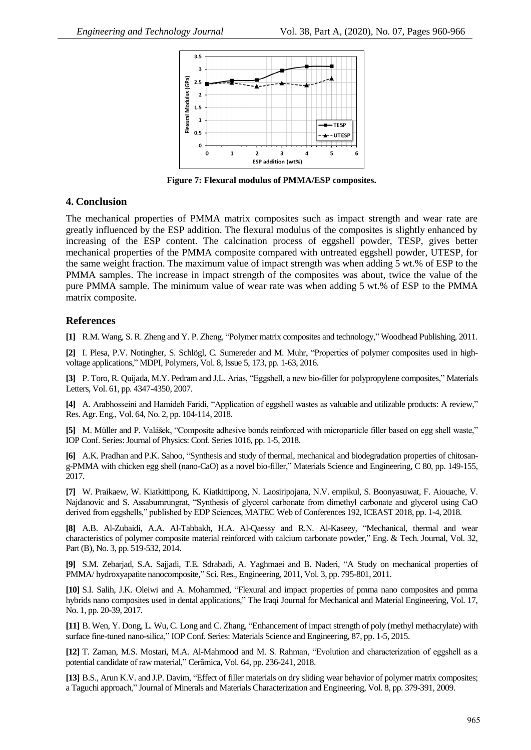**Figure 7: Flexural modulus of PMMA/ESP composites.**

## 4. Conclusion

The mechanical properties of PMMA matrix composites such as impact strength and wear rate are greatly influenced by the ESP addition. The flexural modulus of the composites is slightly enhanced by increasing of the ESP content. The calcination process of eggshell powder, TESP, gives better mechanical properties of the PMMA composite compared with untreated eggshell powder, UTESP, for the same weight fraction. The maximum value of impact strength was when adding 5 wt.% of ESP to the PMMA samples. The increase in impact strength of the composites was about, twice the value of the pure PMMA sample. The minimum value of wear rate was when adding 5 wt.% of ESP to the PMMA matrix composite.

## References

**[1]** R.M. Wang, S. R. Zheng and Y. P. Zheng, "Polymer matrix composites and technology," Woodhead Publishing, 2011.

**[2]** I. Plesa, P.V. Notingher, S. Schlögl, C. Sumereder and M. Muhr, "Properties of polymer composites used in high-voltage applications," MDPI, Polymers, Vol. 8, Issue 5, 173, pp. 1-63, 2016.

**[3]** P. Toro, R. Quijada, M.Y. Pedram and J.L. Arias, "Eggshell, a new bio-filler for polypropylene composites," Materials Letters, Vol. 61, pp. 4347-4350, 2007.

**[4]** A. Arabhosseini and Hamideh Faridi, "Application of eggshell wastes as valuable and utilizable products: A review," Res. Agr. Eng., Vol. 64, No. 2, pp. 104-114, 2018.

**[5]** M. Müller and P. Valášek, "Composite adhesive bonds reinforced with microparticle filler based on egg shell waste," IOP Conf. Series: Journal of Physics: Conf. Series 1016, pp. 1-5, 2018.

**[6]** A.K. Pradhan and P.K. Sahoo, "Synthesis and study of thermal, mechanical and biodegradation properties of chitosan-g-PMMA with chicken egg shell (nano-CaO) as a novel bio-filler," Materials Science and Engineering, C 80, pp. 149-155, 2017.

**[7]** W. Praikaew, W. Kiatkittipong, K. Kiatkittipong, N. Laosiripojana, N.V. empikul, S. Boonyasuwat, F. Aiouache, V. Najdanovic and S. Assabumrungrat, "Synthesis of glycerol carbonate from dimethyl carbonate and glycerol using CaO derived from eggshells," published by EDP Sciences, MATEC Web of Conferences 192, ICEAST 2018, pp. 1-4, 2018.

**[8]** A.B. Al-Zubaidi, A.A. Al-Tabbakh, H.A. Al-Qaessy and R.N. Al-Kaseey, "Mechanical, thermal and wear characteristics of polymer composite material reinforced with calcium carbonate powder," Eng. & Tech. Journal, Vol. 32, Part (B), No. 3, pp. 519-532, 2014.

**[9]** S.M. Zebarjad, S.A. Sajjadi, T.E. Sdrabadi, A. Yaghmaei and B. Naderi, "A Study on mechanical properties of PMMA/ hydroxyapatite nanocomposite," Sci. Res., Engineering, 2011, Vol. 3, pp. 795-801, 2011.

**[10]** S.I. Salih, J.K. Oleiwi and A. Mohammed, "Flexural and impact properties of pmma nano composites and pmma hybrids nano composites used in dental applications," The Iraqi Journal for Mechanical and Material Engineering, Vol. 17, No. 1, pp. 20-39, 2017.

**[11]** B. Wen, Y. Dong, L. Wu, C. Long and C. Zhang, "Enhancement of impact strength of poly (methyl methacrylate) with surface fine-tuned nano-silica," IOP Conf. Series: Materials Science and Engineering, 87, pp. 1-5, 2015.

**[12]** T. Zaman, M.S. Mostari, M.A. Al-Mahmood and M. S. Rahman, "Evolution and characterization of eggshell as a potential candidate of raw material," Cerâmica, Vol. 64, pp. 236-241, 2018.

**[13]** B.S., Arun K.V. and J.P. Davim, "Effect of filler materials on dry sliding wear behavior of polymer matrix composites; a Taguchi approach," Journal of Minerals and Materials Characterization and Engineering, Vol. 8, pp. 379-391, 2009.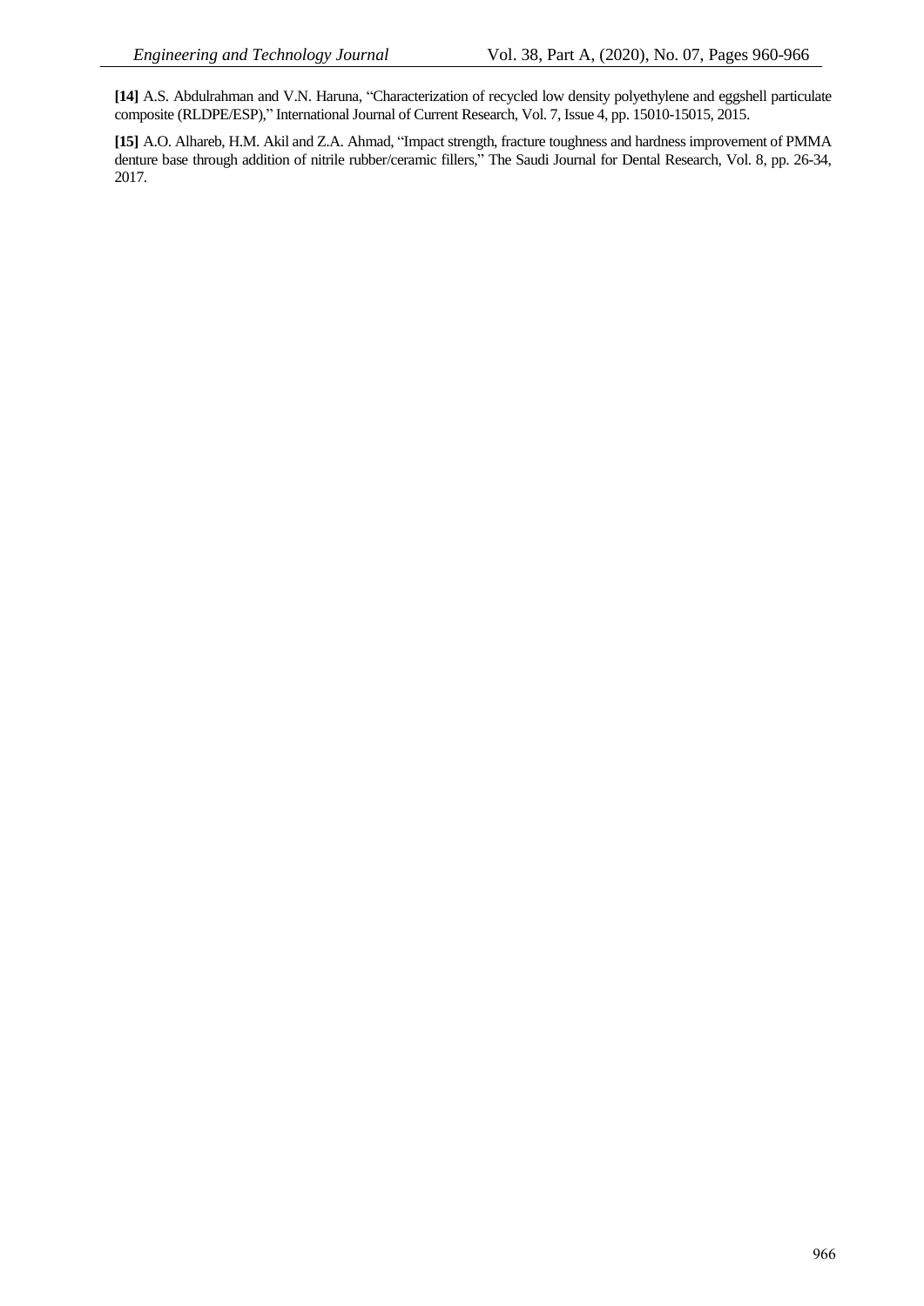**[14]** A.S. Abdulrahman and V.N. Haruna, “Characterization of recycled low density polyethylene and eggshell particulate composite (RLDPE/ESP),” International Journal of Current Research, Vol. 7, Issue 4, pp. 15010-15015, 2015.

**[15]** A.O. Alhareb, H.M. Akil and Z.A. Ahmad, “Impact strength, fracture toughness and hardness improvement of PMMA denture base through addition of nitrile rubber/ceramic fillers,” The Saudi Journal for Dental Research, Vol. 8, pp. 26-34, 2017.